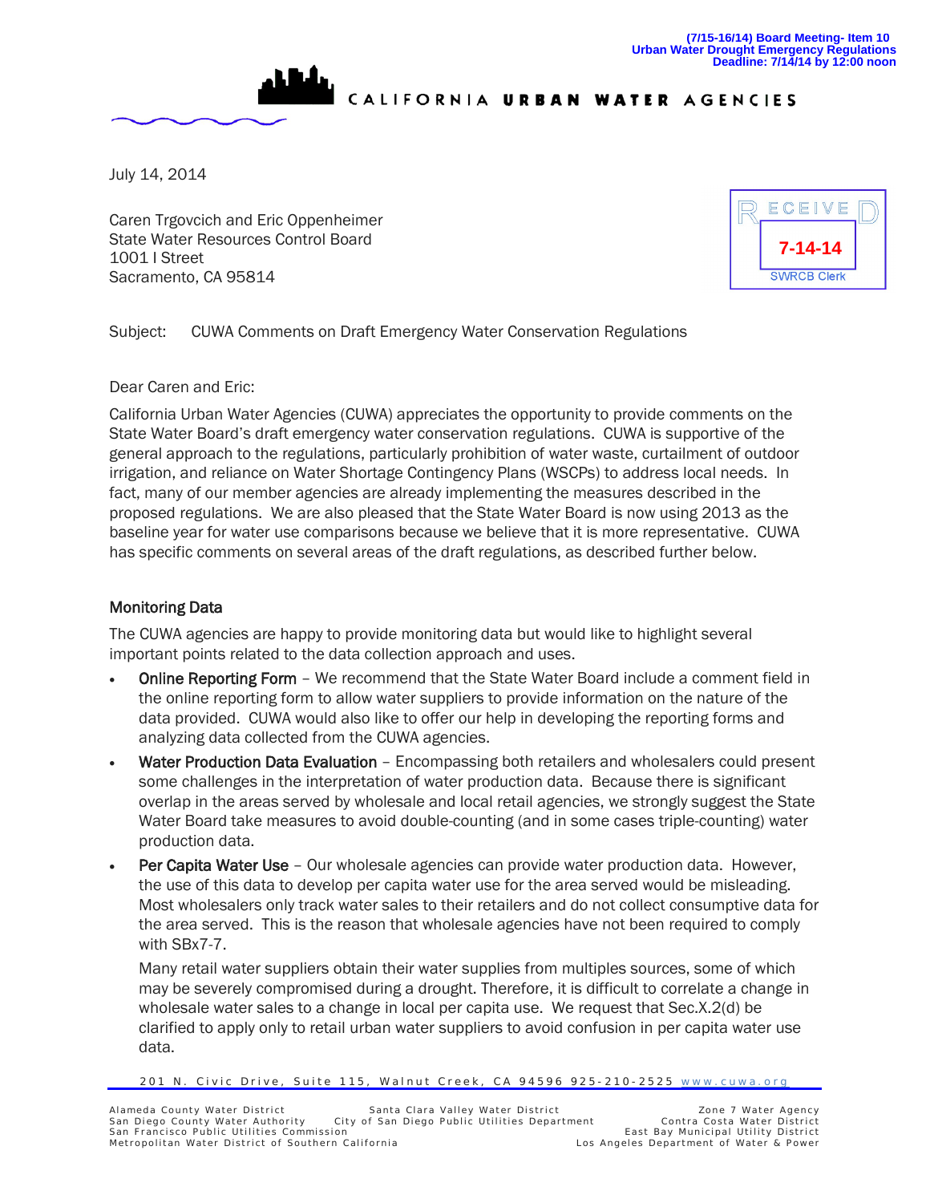(7/15-16/14) Board Meeting- Item 10
Urban Water Drought Emergency Regulations
Deadline: 7/14/14 by 12:00 noon

CALIFORNIA **URBAN WATER** AGENCIES

July 14, 2014

Caren Trgovcich and Eric Oppenheimer
State Water Resources Control Board
1001 I Street
Sacramento, CA 95814

RECEIVED
7-14-14
SWRCB Clerk

Subject: CUWA Comments on Draft Emergency Water Conservation Regulations

Dear Caren and Eric:

California Urban Water Agencies (CUWA) appreciates the opportunity to provide comments on the State Water Board's draft emergency water conservation regulations. CUWA is supportive of the general approach to the regulations, particularly prohibition of water waste, curtailment of outdoor irrigation, and reliance on Water Shortage Contingency Plans (WSCPs) to address local needs. In fact, many of our member agencies are already implementing the measures described in the proposed regulations. We are also pleased that the State Water Board is now using 2013 as the baseline year for water use comparisons because we believe that it is more representative. CUWA has specific comments on several areas of the draft regulations, as described further below.

## Monitoring Data

The CUWA agencies are happy to provide monitoring data but would like to highlight several important points related to the data collection approach and uses.

- Online Reporting Form – We recommend that the State Water Board include a comment field in the online reporting form to allow water suppliers to provide information on the nature of the data provided. CUWA would also like to offer our help in developing the reporting forms and analyzing data collected from the CUWA agencies.
- Water Production Data Evaluation – Encompassing both retailers and wholesalers could present some challenges in the interpretation of water production data. Because there is significant overlap in the areas served by wholesale and local retail agencies, we strongly suggest the State Water Board take measures to avoid double-counting (and in some cases triple-counting) water production data.
- Per Capita Water Use – Our wholesale agencies can provide water production data. However, the use of this data to develop per capita water use for the area served would be misleading. Most wholesalers only track water sales to their retailers and do not collect consumptive data for the area served. This is the reason that wholesale agencies have not been required to comply with SBx7-7.

  Many retail water suppliers obtain their water supplies from multiples sources, some of which may be severely compromised during a drought. Therefore, it is difficult to correlate a change in wholesale water sales to a change in local per capita use. We request that Sec.X.2(d) be clarified to apply only to retail urban water suppliers to avoid confusion in per capita water use data.

201 N. Civic Drive, Suite 115, Walnut Creek, CA 94596 925-210-2525 www.cuwa.org

Alameda County Water District | Santa Clara Valley Water District | Zone 7 Water Agency
San Diego County Water Authority | City of San Diego Public Utilities Department | Contra Costa Water District
San Francisco Public Utilities Commission | East Bay Municipal Utility District
Metropolitan Water District of Southern California | Los Angeles Department of Water & Power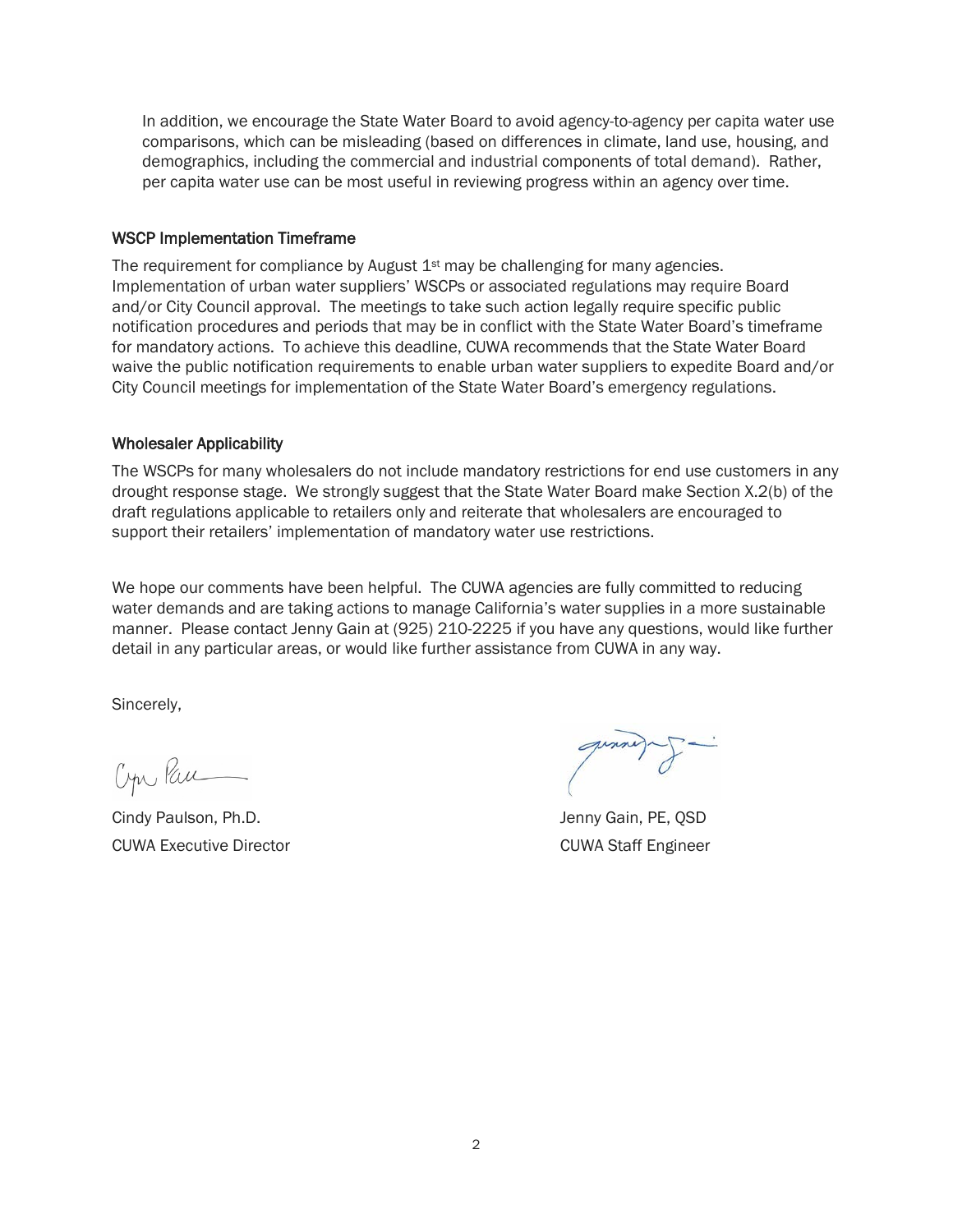In addition, we encourage the State Water Board to avoid agency-to-agency per capita water use comparisons, which can be misleading (based on differences in climate, land use, housing, and demographics, including the commercial and industrial components of total demand). Rather, per capita water use can be most useful in reviewing progress within an agency over time.

### WSCP Implementation Timeframe

The requirement for compliance by August 1st may be challenging for many agencies. Implementation of urban water suppliers' WSCPs or associated regulations may require Board and/or City Council approval. The meetings to take such action legally require specific public notification procedures and periods that may be in conflict with the State Water Board's timeframe for mandatory actions. To achieve this deadline, CUWA recommends that the State Water Board waive the public notification requirements to enable urban water suppliers to expedite Board and/or City Council meetings for implementation of the State Water Board's emergency regulations.

### Wholesaler Applicability

The WSCPs for many wholesalers do not include mandatory restrictions for end use customers in any drought response stage. We strongly suggest that the State Water Board make Section X.2(b) of the draft regulations applicable to retailers only and reiterate that wholesalers are encouraged to support their retailers' implementation of mandatory water use restrictions.

We hope our comments have been helpful. The CUWA agencies are fully committed to reducing water demands and are taking actions to manage California's water supplies in a more sustainable manner. Please contact Jenny Gain at (925) 210-2225 if you have any questions, would like further detail in any particular areas, or would like further assistance from CUWA in any way.

Sincerely,

Cindy Paulson, Ph.D.
CUWA Executive Director

Jenny Gain, PE, QSD
CUWA Staff Engineer